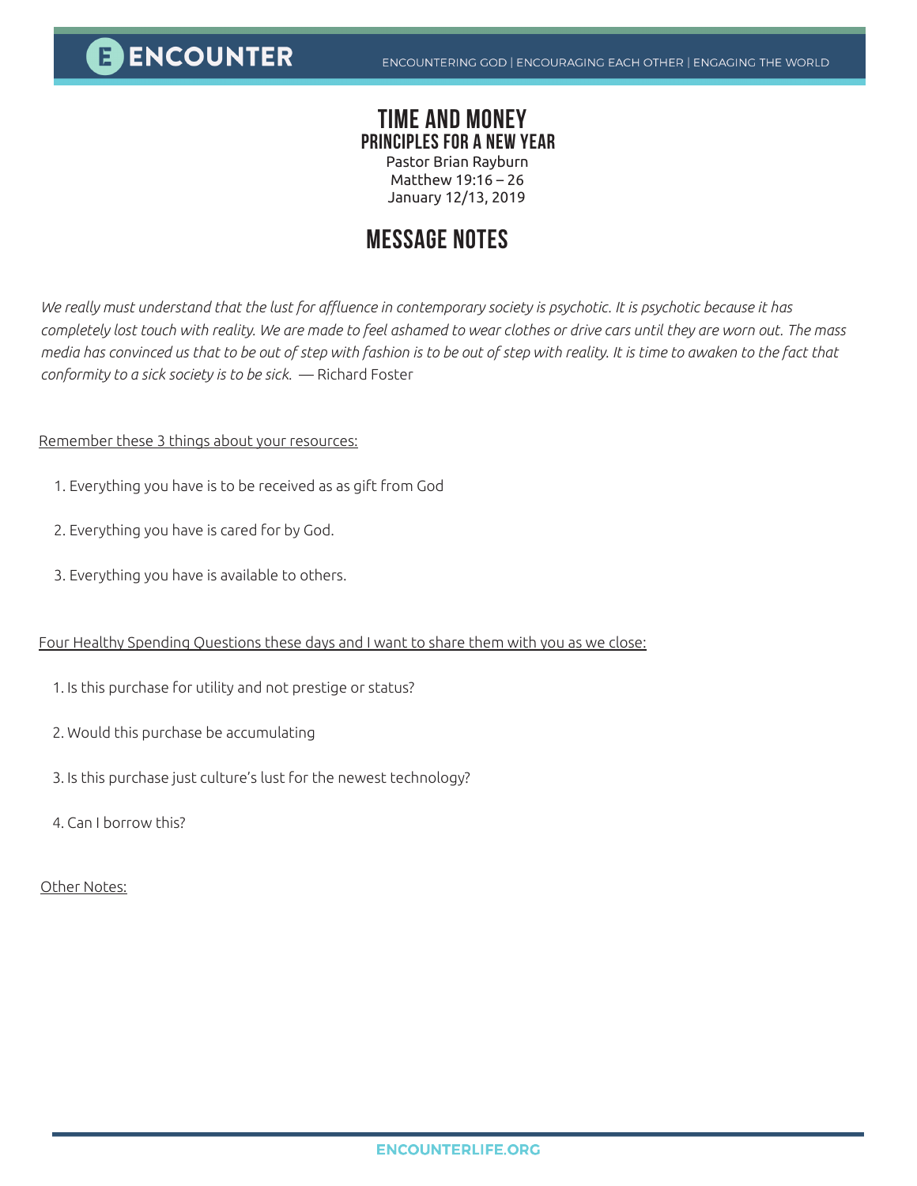# TIME AND MONEY

## PRINCIPLES FOR A NEW YEAR

Pastor Brian Rayburn
Matthew 19:16 – 26
January 12/13, 2019

## MESSAGE NOTES

*We really must understand that the lust for affluence in contemporary society is psychotic. It is psychotic because it has completely lost touch with reality. We are made to feel ashamed to wear clothes or drive cars until they are worn out. The mass media has convinced us that to be out of step with fashion is to be out of step with reality. It is time to awaken to the fact that conformity to a sick society is to be sick.* — Richard Foster

<u>Remember these 3 things about your resources:</u>

1. Everything you have is to be received as as gift from God
2. Everything you have is cared for by God.
3. Everything you have is available to others.

<u>Four Healthy Spending Questions these days and I want to share them with you as we close:</u>

1. Is this purchase for utility and not prestige or status?
2. Would this purchase be accumulating
3. Is this purchase just culture's lust for the newest technology?
4. Can I borrow this?

<u>Other Notes:</u>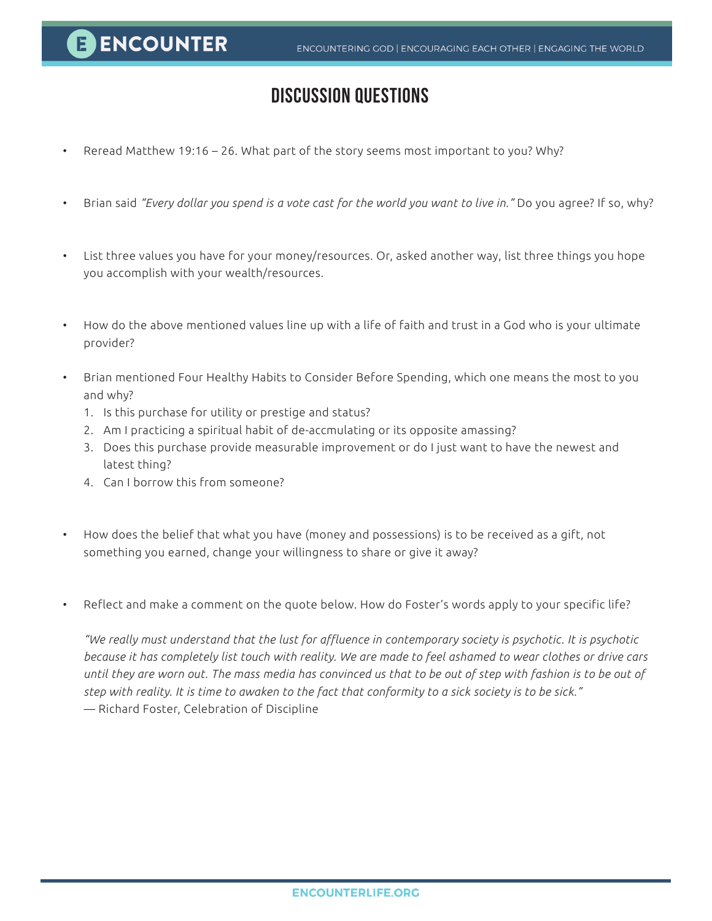# DISCUSSION QUESTIONS

- Reread Matthew 19:16 – 26. What part of the story seems most important to you? Why?

- Brian said *"Every dollar you spend is a vote cast for the world you want to live in."* Do you agree? If so, why?

- List three values you have for your money/resources. Or, asked another way, list three things you hope you accomplish with your wealth/resources.

- How do the above mentioned values line up with a life of faith and trust in a God who is your ultimate provider?

- Brian mentioned Four Healthy Habits to Consider Before Spending, which one means the most to you and why?
  1. Is this purchase for utility or prestige and status?
  2. Am I practicing a spiritual habit of de-accmulating or its opposite amassing?
  3. Does this purchase provide measurable improvement or do I just want to have the newest and latest thing?
  4. Can I borrow this from someone?

- How does the belief that what you have (money and possessions) is to be received as a gift, not something you earned, change your willingness to share or give it away?

- Reflect and make a comment on the quote below. How do Foster's words apply to your specific life?

  *"We really must understand that the lust for affluence in contemporary society is psychotic. It is psychotic because it has completely list touch with reality. We are made to feel ashamed to wear clothes or drive cars until they are worn out. The mass media has convinced us that to be out of step with fashion is to be out of step with reality. It is time to awaken to the fact that conformity to a sick society is to be sick."*
  
  ― Richard Foster, Celebration of Discipline